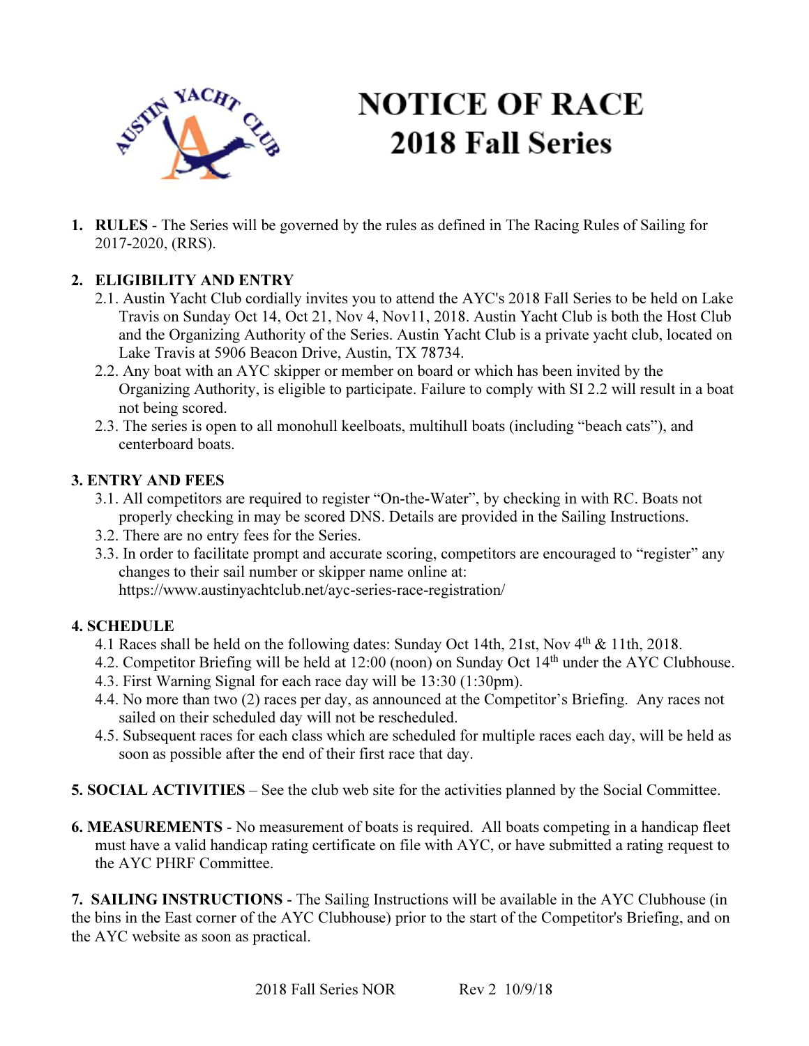# NOTICE OF RACE
# 2018 Fall Series

1. **RULES** - The Series will be governed by the rules as defined in The Racing Rules of Sailing for 2017-2020, (RRS).

2. **ELIGIBILITY AND ENTRY**
   - 2.1. Austin Yacht Club cordially invites you to attend the AYC's 2018 Fall Series to be held on Lake Travis on Sunday Oct 14, Oct 21, Nov 4, Nov11, 2018. Austin Yacht Club is both the Host Club and the Organizing Authority of the Series. Austin Yacht Club is a private yacht club, located on Lake Travis at 5906 Beacon Drive, Austin, TX 78734.
   - 2.2. Any boat with an AYC skipper or member on board or which has been invited by the Organizing Authority, is eligible to participate. Failure to comply with SI 2.2 will result in a boat not being scored.
   - 2.3. The series is open to all monohull keelboats, multihull boats (including "beach cats"), and centerboard boats.

**3. ENTRY AND FEES**

- 3.1. All competitors are required to register "On-the-Water", by checking in with RC. Boats not properly checking in may be scored DNS. Details are provided in the Sailing Instructions.
- 3.2. There are no entry fees for the Series.
- 3.3. In order to facilitate prompt and accurate scoring, competitors are encouraged to "register" any changes to their sail number or skipper name online at: https://www.austinyachtclub.net/ayc-series-race-registration/

**4. SCHEDULE**

- 4.1 Races shall be held on the following dates: Sunday Oct 14th, 21st, Nov 4th & 11th, 2018.
- 4.2. Competitor Briefing will be held at 12:00 (noon) on Sunday Oct 14th under the AYC Clubhouse.
- 4.3. First Warning Signal for each race day will be 13:30 (1:30pm).
- 4.4. No more than two (2) races per day, as announced at the Competitor's Briefing. Any races not sailed on their scheduled day will not be rescheduled.
- 4.5. Subsequent races for each class which are scheduled for multiple races each day, will be held as soon as possible after the end of their first race that day.

**5. SOCIAL ACTIVITIES** – See the club web site for the activities planned by the Social Committee.

**6. MEASUREMENTS** - No measurement of boats is required. All boats competing in a handicap fleet must have a valid handicap rating certificate on file with AYC, or have submitted a rating request to the AYC PHRF Committee.

**7. SAILING INSTRUCTIONS** - The Sailing Instructions will be available in the AYC Clubhouse (in the bins in the East corner of the AYC Clubhouse) prior to the start of the Competitor's Briefing, and on the AYC website as soon as practical.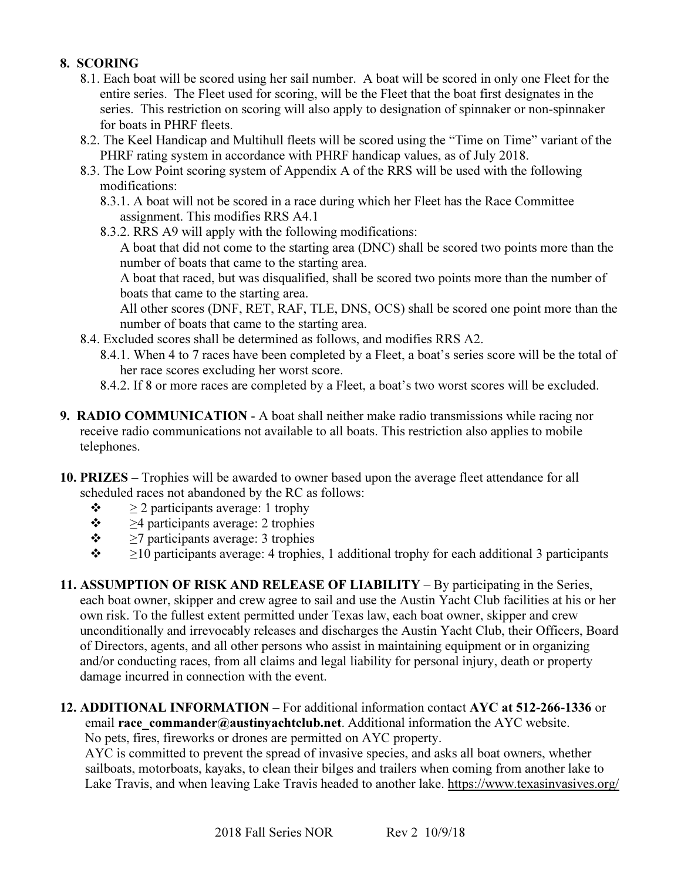**8. SCORING**

8.1. Each boat will be scored using her sail number. A boat will be scored in only one Fleet for the entire series. The Fleet used for scoring, will be the Fleet that the boat first designates in the series. This restriction on scoring will also apply to designation of spinnaker or non-spinnaker for boats in PHRF fleets.

8.2. The Keel Handicap and Multihull fleets will be scored using the "Time on Time" variant of the PHRF rating system in accordance with PHRF handicap values, as of July 2018.

8.3. The Low Point scoring system of Appendix A of the RRS will be used with the following modifications:

8.3.1. A boat will not be scored in a race during which her Fleet has the Race Committee assignment. This modifies RRS A4.1

8.3.2. RRS A9 will apply with the following modifications:

A boat that did not come to the starting area (DNC) shall be scored two points more than the number of boats that came to the starting area.

A boat that raced, but was disqualified, shall be scored two points more than the number of boats that came to the starting area.

All other scores (DNF, RET, RAF, TLE, DNS, OCS) shall be scored one point more than the number of boats that came to the starting area.

8.4. Excluded scores shall be determined as follows, and modifies RRS A2.

8.4.1. When 4 to 7 races have been completed by a Fleet, a boat's series score will be the total of her race scores excluding her worst score.

8.4.2. If 8 or more races are completed by a Fleet, a boat's two worst scores will be excluded.

**9. RADIO COMMUNICATION** - A boat shall neither make radio transmissions while racing nor receive radio communications not available to all boats. This restriction also applies to mobile telephones.

**10. PRIZES** – Trophies will be awarded to owner based upon the average fleet attendance for all scheduled races not abandoned by the RC as follows:

- ≥ 2 participants average: 1 trophy
- ≥4 participants average: 2 trophies
- ≥7 participants average: 3 trophies
- ≥10 participants average: 4 trophies, 1 additional trophy for each additional 3 participants

**11. ASSUMPTION OF RISK AND RELEASE OF LIABILITY** – By participating in the Series, each boat owner, skipper and crew agree to sail and use the Austin Yacht Club facilities at his or her own risk. To the fullest extent permitted under Texas law, each boat owner, skipper and crew unconditionally and irrevocably releases and discharges the Austin Yacht Club, their Officers, Board of Directors, agents, and all other persons who assist in maintaining equipment or in organizing and/or conducting races, from all claims and legal liability for personal injury, death or property damage incurred in connection with the event.

**12. ADDITIONAL INFORMATION** – For additional information contact **AYC at 512-266-1336** or email **race_commander@austinyachtclub.net**. Additional information the AYC website.
No pets, fires, fireworks or drones are permitted on AYC property.
AYC is committed to prevent the spread of invasive species, and asks all boat owners, whether sailboats, motorboats, kayaks, to clean their bilges and trailers when coming from another lake to Lake Travis, and when leaving Lake Travis headed to another lake. https://www.texasinvasives.org/

2018 Fall Series NOR Rev 2 10/9/18